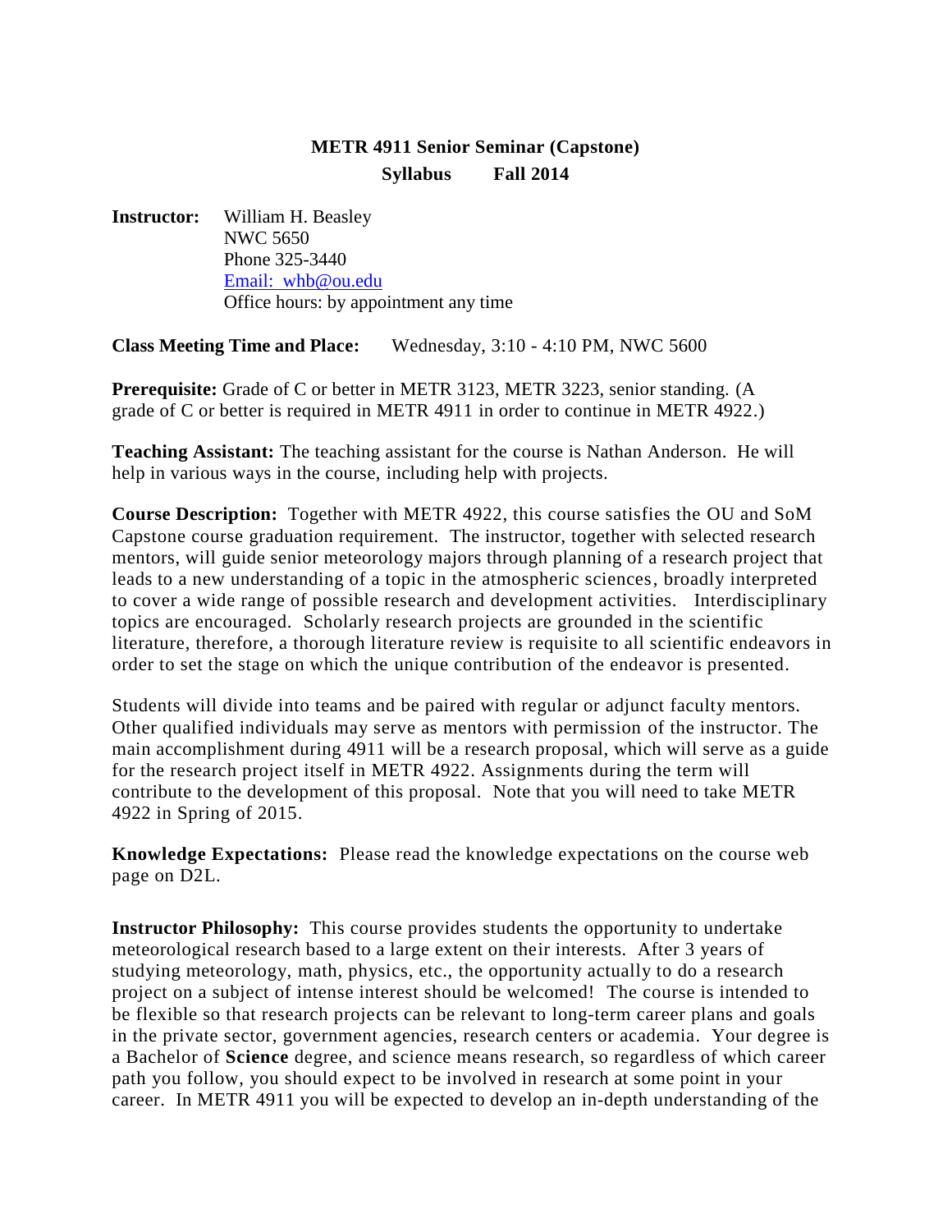# METR 4911 Senior Seminar (Capstone)

**Syllabus Fall 2014**

**Instructor:** William H. Beasley
NWC 5650
Phone 325-3440
Email: whb@ou.edu
Office hours: by appointment any time

**Class Meeting Time and Place:** Wednesday, 3:10 - 4:10 PM, NWC 5600

**Prerequisite:** Grade of C or better in METR 3123, METR 3223, senior standing. (A grade of C or better is required in METR 4911 in order to continue in METR 4922.)

**Teaching Assistant:** The teaching assistant for the course is Nathan Anderson. He will help in various ways in the course, including help with projects.

**Course Description:** Together with METR 4922, this course satisfies the OU and SoM Capstone course graduation requirement. The instructor, together with selected research mentors, will guide senior meteorology majors through planning of a research project that leads to a new understanding of a topic in the atmospheric sciences, broadly interpreted to cover a wide range of possible research and development activities. Interdisciplinary topics are encouraged. Scholarly research projects are grounded in the scientific literature, therefore, a thorough literature review is requisite to all scientific endeavors in order to set the stage on which the unique contribution of the endeavor is presented.

Students will divide into teams and be paired with regular or adjunct faculty mentors. Other qualified individuals may serve as mentors with permission of the instructor. The main accomplishment during 4911 will be a research proposal, which will serve as a guide for the research project itself in METR 4922. Assignments during the term will contribute to the development of this proposal. Note that you will need to take METR 4922 in Spring of 2015.

**Knowledge Expectations:** Please read the knowledge expectations on the course web page on D2L.

**Instructor Philosophy:** This course provides students the opportunity to undertake meteorological research based to a large extent on their interests. After 3 years of studying meteorology, math, physics, etc., the opportunity actually to do a research project on a subject of intense interest should be welcomed! The course is intended to be flexible so that research projects can be relevant to long-term career plans and goals in the private sector, government agencies, research centers or academia. Your degree is a Bachelor of **Science** degree, and science means research, so regardless of which career path you follow, you should expect to be involved in research at some point in your career. In METR 4911 you will be expected to develop an in-depth understanding of the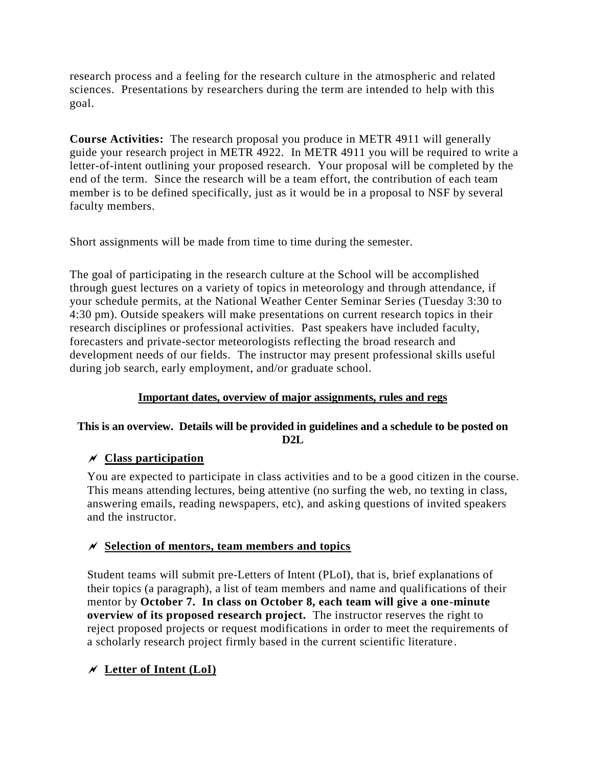research process and a feeling for the research culture in the atmospheric and related sciences. Presentations by researchers during the term are intended to help with this goal.

**Course Activities:** The research proposal you produce in METR 4911 will generally guide your research project in METR 4922. In METR 4911 you will be required to write a letter-of-intent outlining your proposed research. Your proposal will be completed by the end of the term. Since the research will be a team effort, the contribution of each team member is to be defined specifically, just as it would be in a proposal to NSF by several faculty members.

Short assignments will be made from time to time during the semester.

The goal of participating in the research culture at the School will be accomplished through guest lectures on a variety of topics in meteorology and through attendance, if your schedule permits, at the National Weather Center Seminar Series (Tuesday 3:30 to 4:30 pm). Outside speakers will make presentations on current research topics in their research disciplines or professional activities. Past speakers have included faculty, forecasters and private-sector meteorologists reflecting the broad research and development needs of our fields. The instructor may present professional skills useful during job search, early employment, and/or graduate school.

## Important dates, overview of major assignments, rules and regs

**This is an overview. Details will be provided in guidelines and a schedule to be posted on D2L**

- **Class participation**

  You are expected to participate in class activities and to be a good citizen in the course. This means attending lectures, being attentive (no surfing the web, no texting in class, answering emails, reading newspapers, etc), and asking questions of invited speakers and the instructor.

- **Selection of mentors, team members and topics**

  Student teams will submit pre-Letters of Intent (PLoI), that is, brief explanations of their topics (a paragraph), a list of team members and name and qualifications of their mentor by **October 7. In class on October 8, each team will give a one-minute overview of its proposed research project.** The instructor reserves the right to reject proposed projects or request modifications in order to meet the requirements of a scholarly research project firmly based in the current scientific literature.

- **Letter of Intent (LoI)**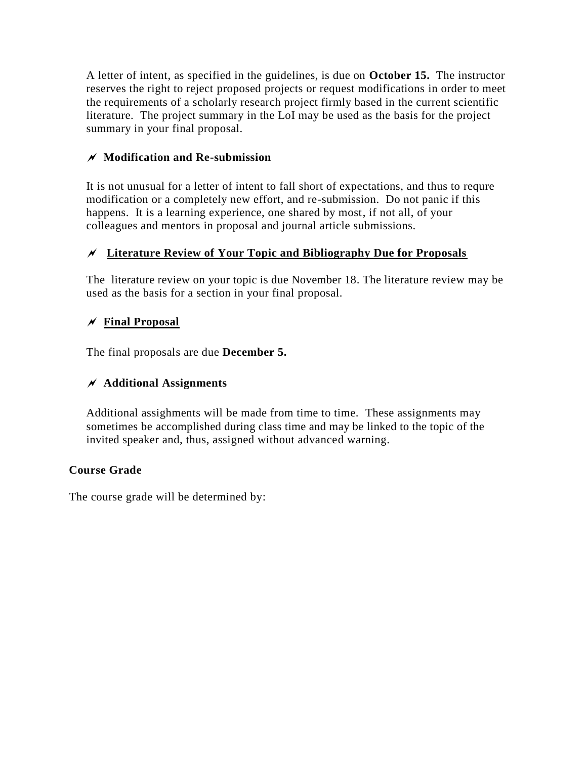A letter of intent, as specified in the guidelines, is due on **October 15.** The instructor reserves the right to reject proposed projects or request modifications in order to meet the requirements of a scholarly research project firmly based in the current scientific literature. The project summary in the LoI may be used as the basis for the project summary in your final proposal.

- **Modification and Re-submission**

It is not unusual for a letter of intent to fall short of expectations, and thus to requre modification or a completely new effort, and re-submission. Do not panic if this happens. It is a learning experience, one shared by most, if not all, of your colleagues and mentors in proposal and journal article submissions.

- **<u>Literature Review of Your Topic and Bibliography Due for Proposals</u>**

The literature review on your topic is due November 18. The literature review may be used as the basis for a section in your final proposal.

- **<u>Final Proposal</u>**

The final proposals are due **December 5.**

- **Additional Assignments**

Additional assighments will be made from time to time. These assignments may sometimes be accomplished during class time and may be linked to the topic of the invited speaker and, thus, assigned without advanced warning.

**Course Grade**

The course grade will be determined by: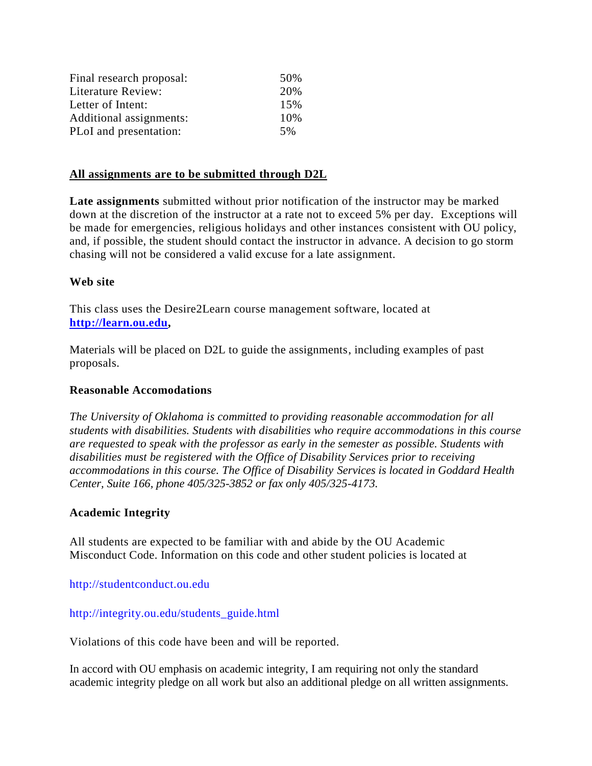| | |
|---|---|
| Final research proposal: | 50% |
| Literature Review: | 20% |
| Letter of Intent: | 15% |
| Additional assignments: | 10% |
| PLoI and presentation: | 5% |

**All assignments are to be submitted through D2L**

**Late assignments** submitted without prior notification of the instructor may be marked down at the discretion of the instructor at a rate not to exceed 5% per day. Exceptions will be made for emergencies, religious holidays and other instances consistent with OU policy, and, if possible, the student should contact the instructor in advance. A decision to go storm chasing will not be considered a valid excuse for a late assignment.

**Web site**

This class uses the Desire2Learn course management software, located at **http://learn.ou.edu,**

Materials will be placed on D2L to guide the assignments, including examples of past proposals.

**Reasonable Accomodations**

*The University of Oklahoma is committed to providing reasonable accommodation for all students with disabilities. Students with disabilities who require accommodations in this course are requested to speak with the professor as early in the semester as possible. Students with disabilities must be registered with the Office of Disability Services prior to receiving accommodations in this course. The Office of Disability Services is located in Goddard Health Center, Suite 166, phone 405/325-3852 or fax only 405/325-4173.*

**Academic Integrity**

All students are expected to be familiar with and abide by the OU Academic Misconduct Code. Information on this code and other student policies is located at

http://studentconduct.ou.edu

http://integrity.ou.edu/students_guide.html

Violations of this code have been and will be reported.

In accord with OU emphasis on academic integrity, I am requiring not only the standard academic integrity pledge on all work but also an additional pledge on all written assignments.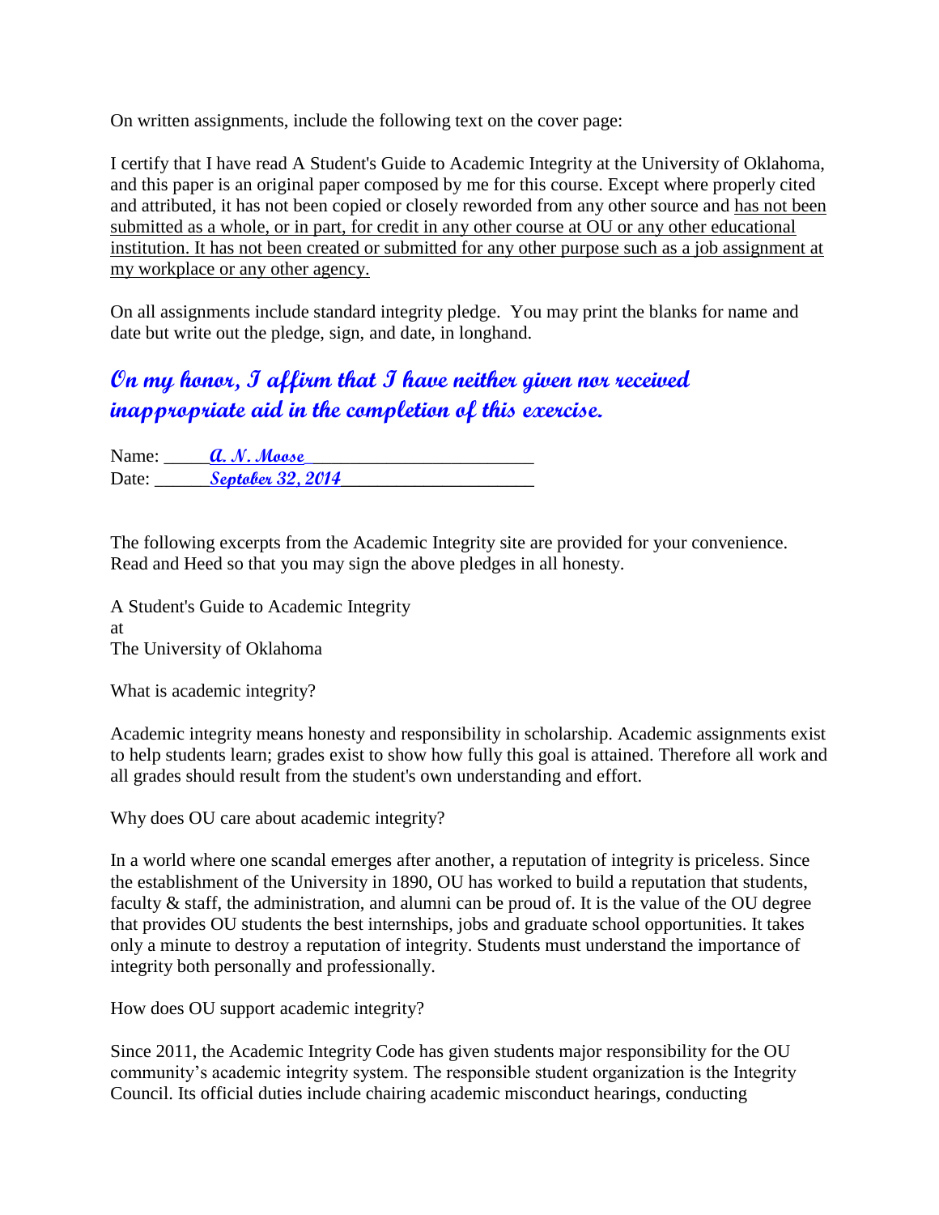On written assignments, include the following text on the cover page:

I certify that I have read A Student's Guide to Academic Integrity at the University of Oklahoma, and this paper is an original paper composed by me for this course. Except where properly cited and attributed, it has not been copied or closely reworded from any other source and <u>has not been submitted as a whole, or in part, for credit in any other course at OU or any other educational institution. It has not been created or submitted for any other purpose such as a job assignment at my workplace or any other agency.</u>

On all assignments include standard integrity pledge. You may print the blanks for name and date but write out the pledge, sign, and date, in longhand.

***On my honor, I affirm that I have neither given nor received inappropriate aid in the completion of this exercise.***

Name: _____*A. N. Moose*_______________________

Date: ______*Septober 32, 2014*____________________

The following excerpts from the Academic Integrity site are provided for your convenience. Read and Heed so that you may sign the above pledges in all honesty.

A Student's Guide to Academic Integrity
at
The University of Oklahoma

What is academic integrity?

Academic integrity means honesty and responsibility in scholarship. Academic assignments exist to help students learn; grades exist to show how fully this goal is attained. Therefore all work and all grades should result from the student's own understanding and effort.

Why does OU care about academic integrity?

In a world where one scandal emerges after another, a reputation of integrity is priceless. Since the establishment of the University in 1890, OU has worked to build a reputation that students, faculty & staff, the administration, and alumni can be proud of. It is the value of the OU degree that provides OU students the best internships, jobs and graduate school opportunities. It takes only a minute to destroy a reputation of integrity. Students must understand the importance of integrity both personally and professionally.

How does OU support academic integrity?

Since 2011, the Academic Integrity Code has given students major responsibility for the OU community's academic integrity system. The responsible student organization is the Integrity Council. Its official duties include chairing academic misconduct hearings, conducting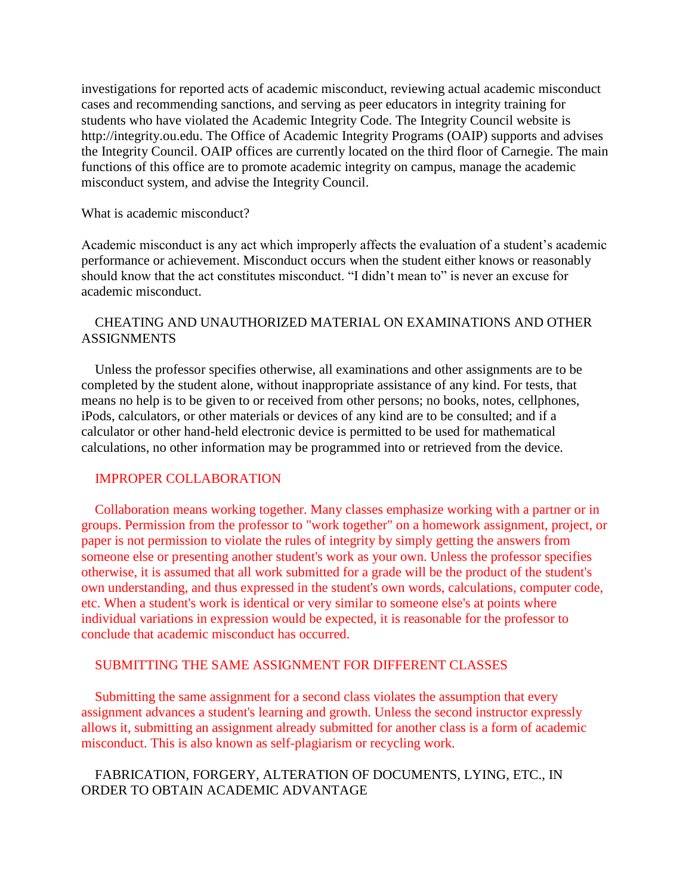investigations for reported acts of academic misconduct, reviewing actual academic misconduct cases and recommending sanctions, and serving as peer educators in integrity training for students who have violated the Academic Integrity Code. The Integrity Council website is http://integrity.ou.edu. The Office of Academic Integrity Programs (OAIP) supports and advises the Integrity Council. OAIP offices are currently located on the third floor of Carnegie. The main functions of this office are to promote academic integrity on campus, manage the academic misconduct system, and advise the Integrity Council.

What is academic misconduct?

Academic misconduct is any act which improperly affects the evaluation of a student's academic performance or achievement. Misconduct occurs when the student either knows or reasonably should know that the act constitutes misconduct. "I didn't mean to" is never an excuse for academic misconduct.

CHEATING AND UNAUTHORIZED MATERIAL ON EXAMINATIONS AND OTHER ASSIGNMENTS

Unless the professor specifies otherwise, all examinations and other assignments are to be completed by the student alone, without inappropriate assistance of any kind. For tests, that means no help is to be given to or received from other persons; no books, notes, cellphones, iPods, calculators, or other materials or devices of any kind are to be consulted; and if a calculator or other hand-held electronic device is permitted to be used for mathematical calculations, no other information may be programmed into or retrieved from the device.

IMPROPER COLLABORATION

Collaboration means working together. Many classes emphasize working with a partner or in groups. Permission from the professor to "work together" on a homework assignment, project, or paper is not permission to violate the rules of integrity by simply getting the answers from someone else or presenting another student's work as your own. Unless the professor specifies otherwise, it is assumed that all work submitted for a grade will be the product of the student's own understanding, and thus expressed in the student's own words, calculations, computer code, etc. When a student's work is identical or very similar to someone else's at points where individual variations in expression would be expected, it is reasonable for the professor to conclude that academic misconduct has occurred.

SUBMITTING THE SAME ASSIGNMENT FOR DIFFERENT CLASSES

Submitting the same assignment for a second class violates the assumption that every assignment advances a student's learning and growth. Unless the second instructor expressly allows it, submitting an assignment already submitted for another class is a form of academic misconduct. This is also known as self-plagiarism or recycling work.

FABRICATION, FORGERY, ALTERATION OF DOCUMENTS, LYING, ETC., IN ORDER TO OBTAIN ACADEMIC ADVANTAGE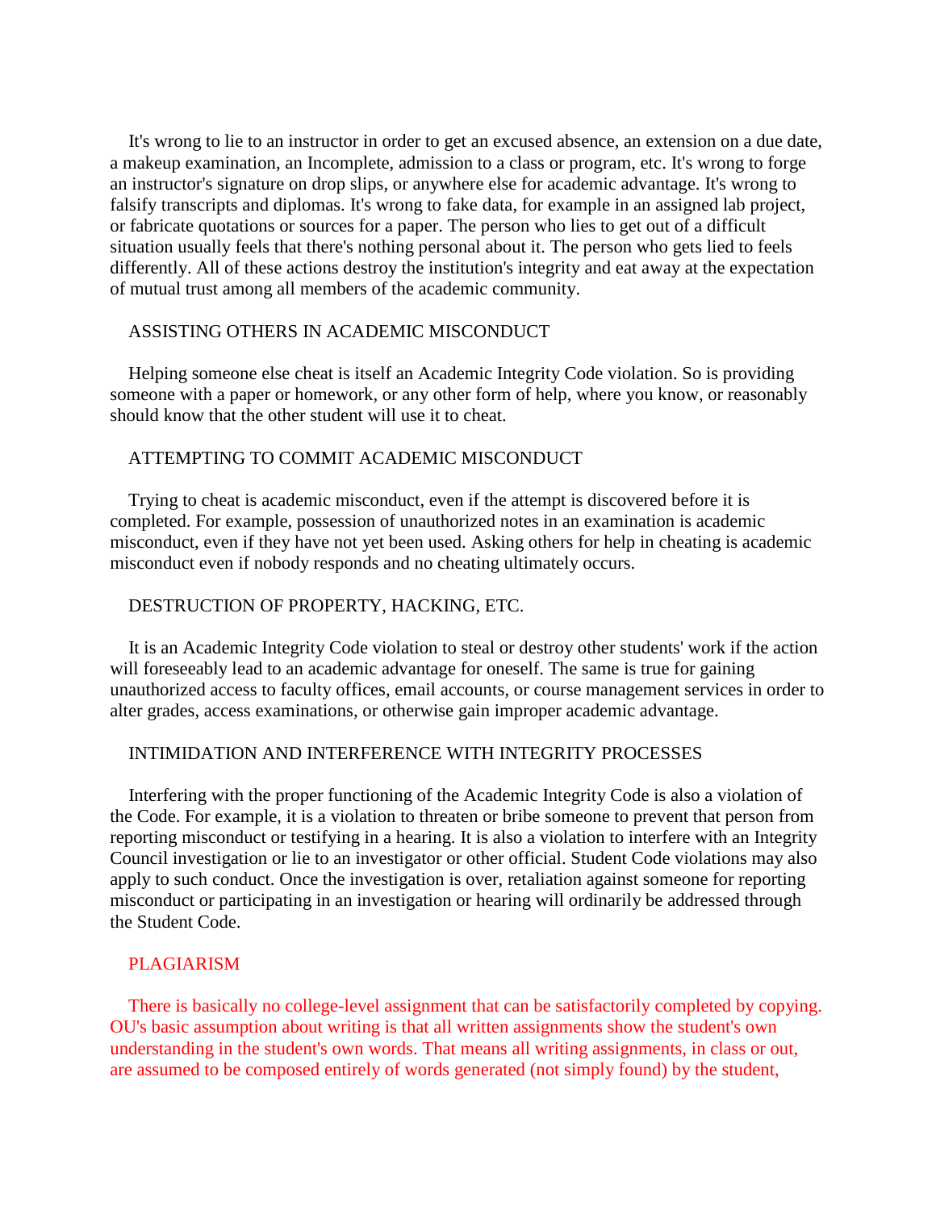It's wrong to lie to an instructor in order to get an excused absence, an extension on a due date, a makeup examination, an Incomplete, admission to a class or program, etc. It's wrong to forge an instructor's signature on drop slips, or anywhere else for academic advantage. It's wrong to falsify transcripts and diplomas. It's wrong to fake data, for example in an assigned lab project, or fabricate quotations or sources for a paper. The person who lies to get out of a difficult situation usually feels that there's nothing personal about it. The person who gets lied to feels differently. All of these actions destroy the institution's integrity and eat away at the expectation of mutual trust among all members of the academic community.

## ASSISTING OTHERS IN ACADEMIC MISCONDUCT

Helping someone else cheat is itself an Academic Integrity Code violation. So is providing someone with a paper or homework, or any other form of help, where you know, or reasonably should know that the other student will use it to cheat.

## ATTEMPTING TO COMMIT ACADEMIC MISCONDUCT

Trying to cheat is academic misconduct, even if the attempt is discovered before it is completed. For example, possession of unauthorized notes in an examination is academic misconduct, even if they have not yet been used. Asking others for help in cheating is academic misconduct even if nobody responds and no cheating ultimately occurs.

## DESTRUCTION OF PROPERTY, HACKING, ETC.

It is an Academic Integrity Code violation to steal or destroy other students' work if the action will foreseeably lead to an academic advantage for oneself. The same is true for gaining unauthorized access to faculty offices, email accounts, or course management services in order to alter grades, access examinations, or otherwise gain improper academic advantage.

## INTIMIDATION AND INTERFERENCE WITH INTEGRITY PROCESSES

Interfering with the proper functioning of the Academic Integrity Code is also a violation of the Code. For example, it is a violation to threaten or bribe someone to prevent that person from reporting misconduct or testifying in a hearing. It is also a violation to interfere with an Integrity Council investigation or lie to an investigator or other official. Student Code violations may also apply to such conduct. Once the investigation is over, retaliation against someone for reporting misconduct or participating in an investigation or hearing will ordinarily be addressed through the Student Code.

## PLAGIARISM

There is basically no college-level assignment that can be satisfactorily completed by copying. OU's basic assumption about writing is that all written assignments show the student's own understanding in the student's own words. That means all writing assignments, in class or out, are assumed to be composed entirely of words generated (not simply found) by the student,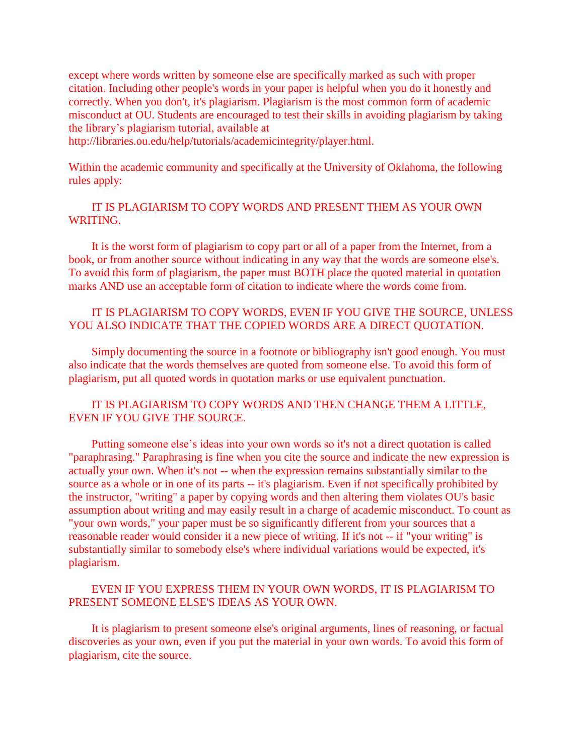except where words written by someone else are specifically marked as such with proper citation. Including other people's words in your paper is helpful when you do it honestly and correctly. When you don't, it's plagiarism. Plagiarism is the most common form of academic misconduct at OU. Students are encouraged to test their skills in avoiding plagiarism by taking the library's plagiarism tutorial, available at http://libraries.ou.edu/help/tutorials/academicintegrity/player.html.

Within the academic community and specifically at the University of Oklahoma, the following rules apply:

IT IS PLAGIARISM TO COPY WORDS AND PRESENT THEM AS YOUR OWN WRITING.

It is the worst form of plagiarism to copy part or all of a paper from the Internet, from a book, or from another source without indicating in any way that the words are someone else's. To avoid this form of plagiarism, the paper must BOTH place the quoted material in quotation marks AND use an acceptable form of citation to indicate where the words come from.

IT IS PLAGIARISM TO COPY WORDS, EVEN IF YOU GIVE THE SOURCE, UNLESS YOU ALSO INDICATE THAT THE COPIED WORDS ARE A DIRECT QUOTATION.

Simply documenting the source in a footnote or bibliography isn't good enough. You must also indicate that the words themselves are quoted from someone else. To avoid this form of plagiarism, put all quoted words in quotation marks or use equivalent punctuation.

IT IS PLAGIARISM TO COPY WORDS AND THEN CHANGE THEM A LITTLE, EVEN IF YOU GIVE THE SOURCE.

Putting someone else's ideas into your own words so it's not a direct quotation is called "paraphrasing." Paraphrasing is fine when you cite the source and indicate the new expression is actually your own. When it's not -- when the expression remains substantially similar to the source as a whole or in one of its parts -- it's plagiarism. Even if not specifically prohibited by the instructor, "writing" a paper by copying words and then altering them violates OU's basic assumption about writing and may easily result in a charge of academic misconduct. To count as "your own words," your paper must be so significantly different from your sources that a reasonable reader would consider it a new piece of writing. If it's not -- if "your writing" is substantially similar to somebody else's where individual variations would be expected, it's plagiarism.

EVEN IF YOU EXPRESS THEM IN YOUR OWN WORDS, IT IS PLAGIARISM TO PRESENT SOMEONE ELSE'S IDEAS AS YOUR OWN.

It is plagiarism to present someone else's original arguments, lines of reasoning, or factual discoveries as your own, even if you put the material in your own words. To avoid this form of plagiarism, cite the source.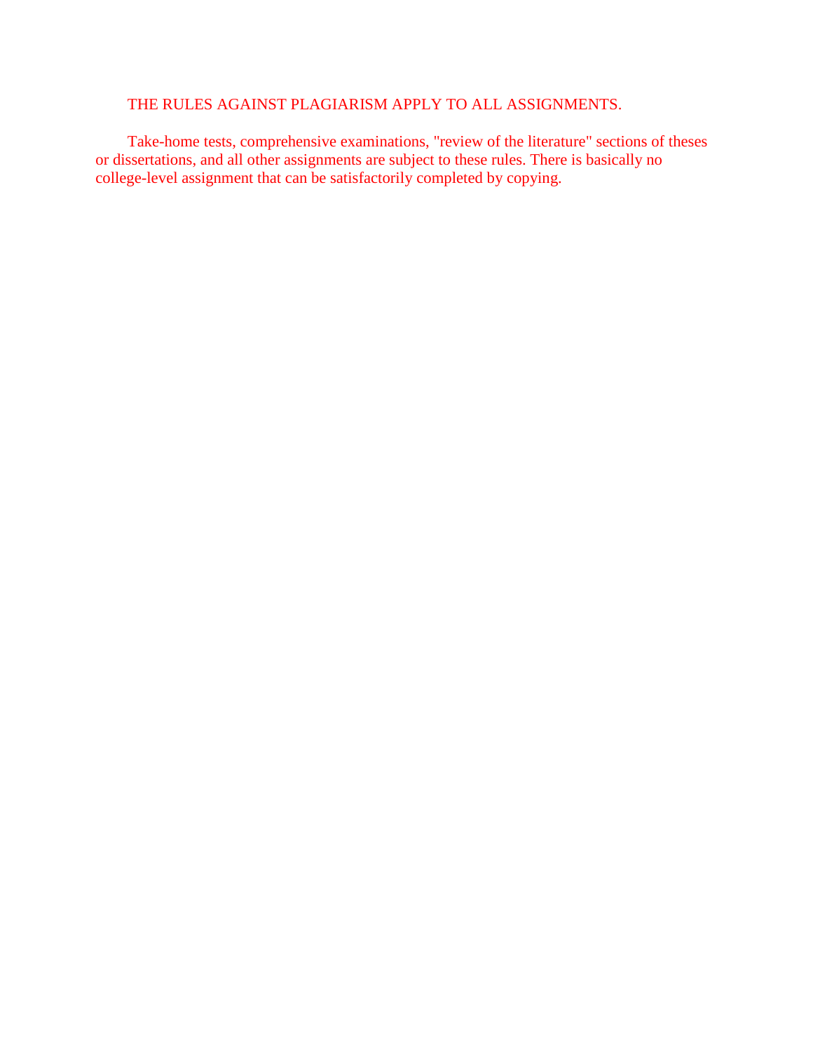THE RULES AGAINST PLAGIARISM APPLY TO ALL ASSIGNMENTS.

Take-home tests, comprehensive examinations, "review of the literature" sections of theses or dissertations, and all other assignments are subject to these rules. There is basically no college-level assignment that can be satisfactorily completed by copying.